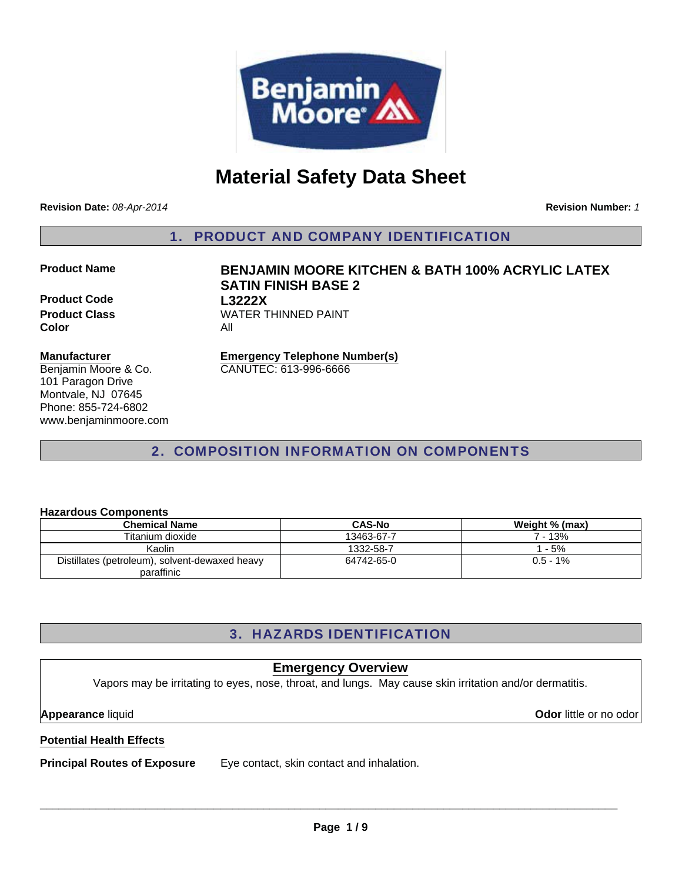# Material Safety Data Sheet

**Revision Date:** *08-Apr-2014* **Revision Number:** *1*

## 1. PRODUCT AND COMPANY IDENTIFICATION

**Product Name** **BENJAMIN MOORE KITCHEN & BATH 100% ACRYLIC LATEX SATIN FINISH BASE 2**

**Product Code** **L3222X**

**Product Class** WATER THINNED PAINT

**Color** All

**Manufacturer**
Benjamin Moore & Co.
101 Paragon Drive
Montvale, NJ 07645
Phone: 855-724-6802
www.benjaminmoore.com

**Emergency Telephone Number(s)**
CANUTEC: 613-996-6666

## 2. COMPOSITION INFORMATION ON COMPONENTS

**Hazardous Components**

| Chemical Name | CAS-No | Weight % (max) |
|---|---|---|
| Titanium dioxide | 13463-67-7 | 7 - 13% |
| Kaolin | 1332-58-7 | 1 - 5% |
| Distillates (petroleum), solvent-dewaxed heavy paraffinic | 64742-65-0 | 0.5 - 1% |

## 3. HAZARDS IDENTIFICATION

### Emergency Overview

Vapors may be irritating to eyes, nose, throat, and lungs. May cause skin irritation and/or dermatitis.

**Appearance** liquid **Odor** little or no odor

**Potential Health Effects**

**Principal Routes of Exposure** Eye contact, skin contact and inhalation.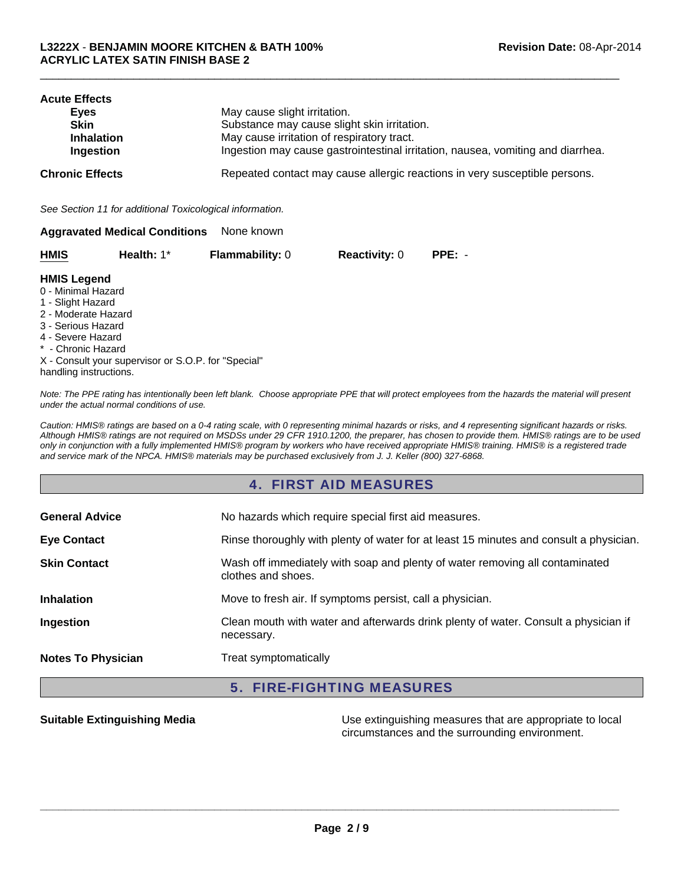**Acute Effects**

| | |
|---|---|
| **Eyes** | May cause slight irritation. |
| **Skin** | Substance may cause slight skin irritation. |
| **Inhalation** | May cause irritation of respiratory tract. |
| **Ingestion** | Ingestion may cause gastrointestinal irritation, nausea, vomiting and diarrhea. |

**Chronic Effects** Repeated contact may cause allergic reactions in very susceptible persons.

*See Section 11 for additional Toxicological information.*

**Aggravated Medical Conditions** None known

| **HMIS** | **Health:** 1* | **Flammability:** 0 | **Reactivity:** 0 | **PPE:** - |
|---|---|---|---|---|

**HMIS Legend**
0 - Minimal Hazard
1 - Slight Hazard
2 - Moderate Hazard
3 - Serious Hazard
4 - Severe Hazard
* - Chronic Hazard
X - Consult your supervisor or S.O.P. for "Special" handling instructions.

*Note: The PPE rating has intentionally been left blank. Choose appropriate PPE that will protect employees from the hazards the material will present under the actual normal conditions of use.*

*Caution: HMIS® ratings are based on a 0-4 rating scale, with 0 representing minimal hazards or risks, and 4 representing significant hazards or risks. Although HMIS® ratings are not required on MSDSs under 29 CFR 1910.1200, the preparer, has chosen to provide them. HMIS® ratings are to be used only in conjunction with a fully implemented HMIS® program by workers who have received appropriate HMIS® training. HMIS® is a registered trade and service mark of the NPCA. HMIS® materials may be purchased exclusively from J. J. Keller (800) 327-6868.*

## 4. FIRST AID MEASURES

| | |
|---|---|
| **General Advice** | No hazards which require special first aid measures. |
| **Eye Contact** | Rinse thoroughly with plenty of water for at least 15 minutes and consult a physician. |
| **Skin Contact** | Wash off immediately with soap and plenty of water removing all contaminated clothes and shoes. |
| **Inhalation** | Move to fresh air. If symptoms persist, call a physician. |
| **Ingestion** | Clean mouth with water and afterwards drink plenty of water. Consult a physician if necessary. |
| **Notes To Physician** | Treat symptomatically |

## 5. FIRE-FIGHTING MEASURES

**Suitable Extinguishing Media** Use extinguishing measures that are appropriate to local circumstances and the surrounding environment.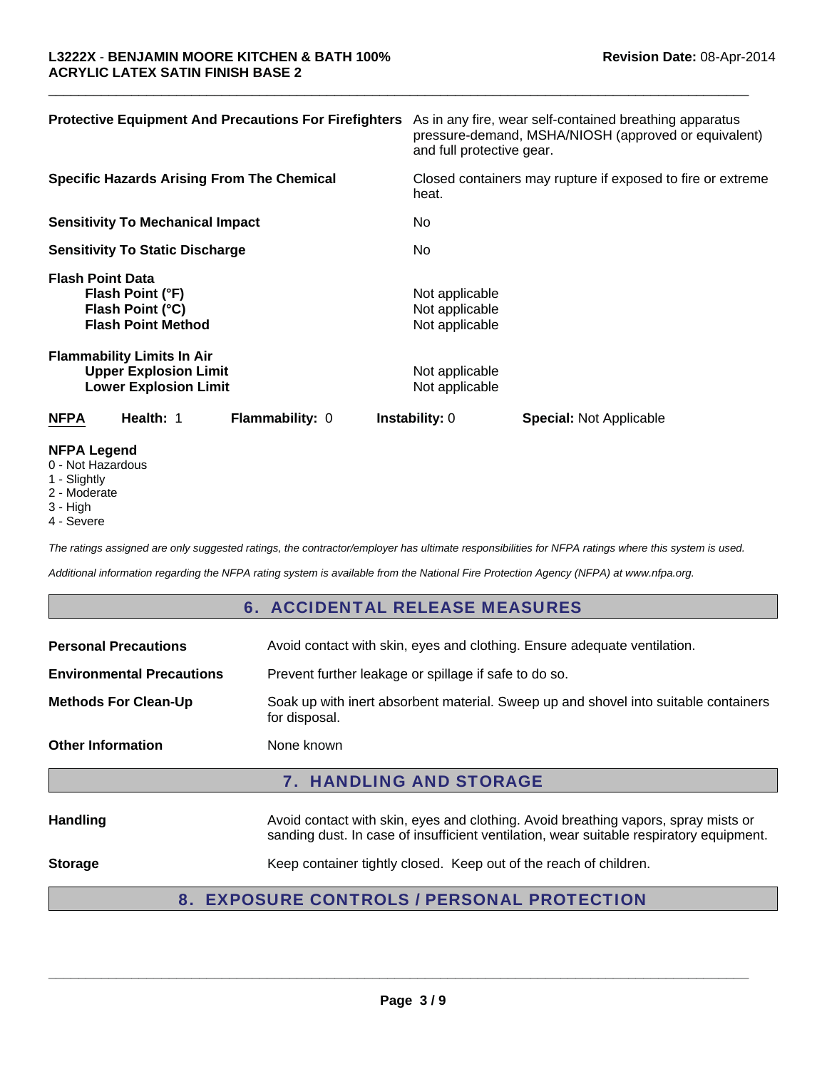**Protective Equipment And Precautions For Firefighters** As in any fire, wear self-contained breathing apparatus pressure-demand, MSHA/NIOSH (approved or equivalent) and full protective gear.

**Specific Hazards Arising From The Chemical** Closed containers may rupture if exposed to fire or extreme heat.

**Sensitivity To Mechanical Impact** No

**Sensitivity To Static Discharge** No

**Flash Point Data**
**Flash Point (°F)** Not applicable
**Flash Point (°C)** Not applicable
**Flash Point Method** Not applicable

**Flammability Limits In Air**
**Upper Explosion Limit** Not applicable
**Lower Explosion Limit** Not applicable

| NFPA | Health: 1 | Flammability: 0 | Instability: 0 | Special: Not Applicable |
|---|---|---|---|---|

**NFPA Legend**
0 - Not Hazardous
1 - Slightly
2 - Moderate
3 - High
4 - Severe

*The ratings assigned are only suggested ratings, the contractor/employer has ultimate responsibilities for NFPA ratings where this system is used.*

*Additional information regarding the NFPA rating system is available from the National Fire Protection Agency (NFPA) at www.nfpa.org.*

## 6. ACCIDENTAL RELEASE MEASURES

**Personal Precautions** Avoid contact with skin, eyes and clothing. Ensure adequate ventilation.

**Environmental Precautions** Prevent further leakage or spillage if safe to do so.

**Methods For Clean-Up** Soak up with inert absorbent material. Sweep up and shovel into suitable containers for disposal.

**Other Information** None known

## 7. HANDLING AND STORAGE

**Handling** Avoid contact with skin, eyes and clothing. Avoid breathing vapors, spray mists or sanding dust. In case of insufficient ventilation, wear suitable respiratory equipment.

**Storage** Keep container tightly closed. Keep out of the reach of children.

## 8. EXPOSURE CONTROLS / PERSONAL PROTECTION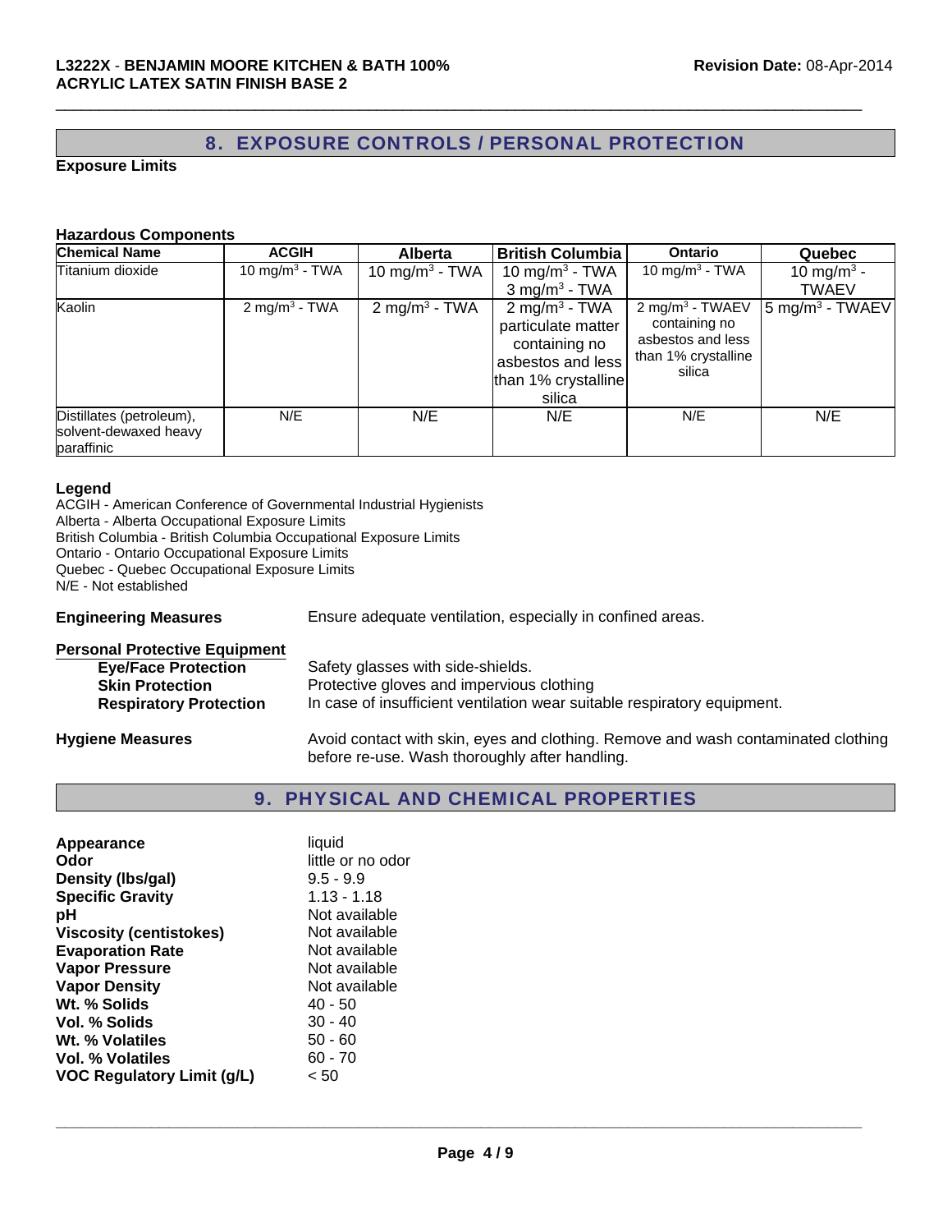## 8. EXPOSURE CONTROLS / PERSONAL PROTECTION

**Exposure Limits**

**Hazardous Components**

| Chemical Name | ACGIH | Alberta | British Columbia | Ontario | Quebec |
|---|---|---|---|---|---|
| Titanium dioxide | 10 $mg/m^3$ - TWA | 10 $mg/m^3$ - TWA | 10 $mg/m^3$ - TWA<br>3 $mg/m^3$ - TWA | 10 $mg/m^3$ - TWA | 10 $mg/m^3$ - TWAEV |
| Kaolin | 2 $mg/m^3$ - TWA | 2 $mg/m^3$ - TWA | 2 $mg/m^3$ - TWA particulate matter containing no asbestos and less than 1% crystalline silica | 2 $mg/m^3$ - TWAEV containing no asbestos and less than 1% crystalline silica | 5 $mg/m^3$ - TWAEV |
| Distillates (petroleum), solvent-dewaxed heavy paraffinic | N/E | N/E | N/E | N/E | N/E |

**Legend**

ACGIH - American Conference of Governmental Industrial Hygienists
Alberta - Alberta Occupational Exposure Limits
British Columbia - British Columbia Occupational Exposure Limits
Ontario - Ontario Occupational Exposure Limits
Quebec - Quebec Occupational Exposure Limits
N/E - Not established

**Engineering Measures** Ensure adequate ventilation, especially in confined areas.

**Personal Protective Equipment**

- **Eye/Face Protection** Safety glasses with side-shields.
- **Skin Protection** Protective gloves and impervious clothing
- **Respiratory Protection** In case of insufficient ventilation wear suitable respiratory equipment.

**Hygiene Measures** Avoid contact with skin, eyes and clothing. Remove and wash contaminated clothing before re-use. Wash thoroughly after handling.

## 9. PHYSICAL AND CHEMICAL PROPERTIES

| | |
|---|---|
| **Appearance** | liquid |
| **Odor** | little or no odor |
| **Density (lbs/gal)** | 9.5 - 9.9 |
| **Specific Gravity** | 1.13 - 1.18 |
| **pH** | Not available |
| **Viscosity (centistokes)** | Not available |
| **Evaporation Rate** | Not available |
| **Vapor Pressure** | Not available |
| **Vapor Density** | Not available |
| **Wt. % Solids** | 40 - 50 |
| **Vol. % Solids** | 30 - 40 |
| **Wt. % Volatiles** | 50 - 60 |
| **Vol. % Volatiles** | 60 - 70 |
| **VOC Regulatory Limit (g/L)** | < 50 |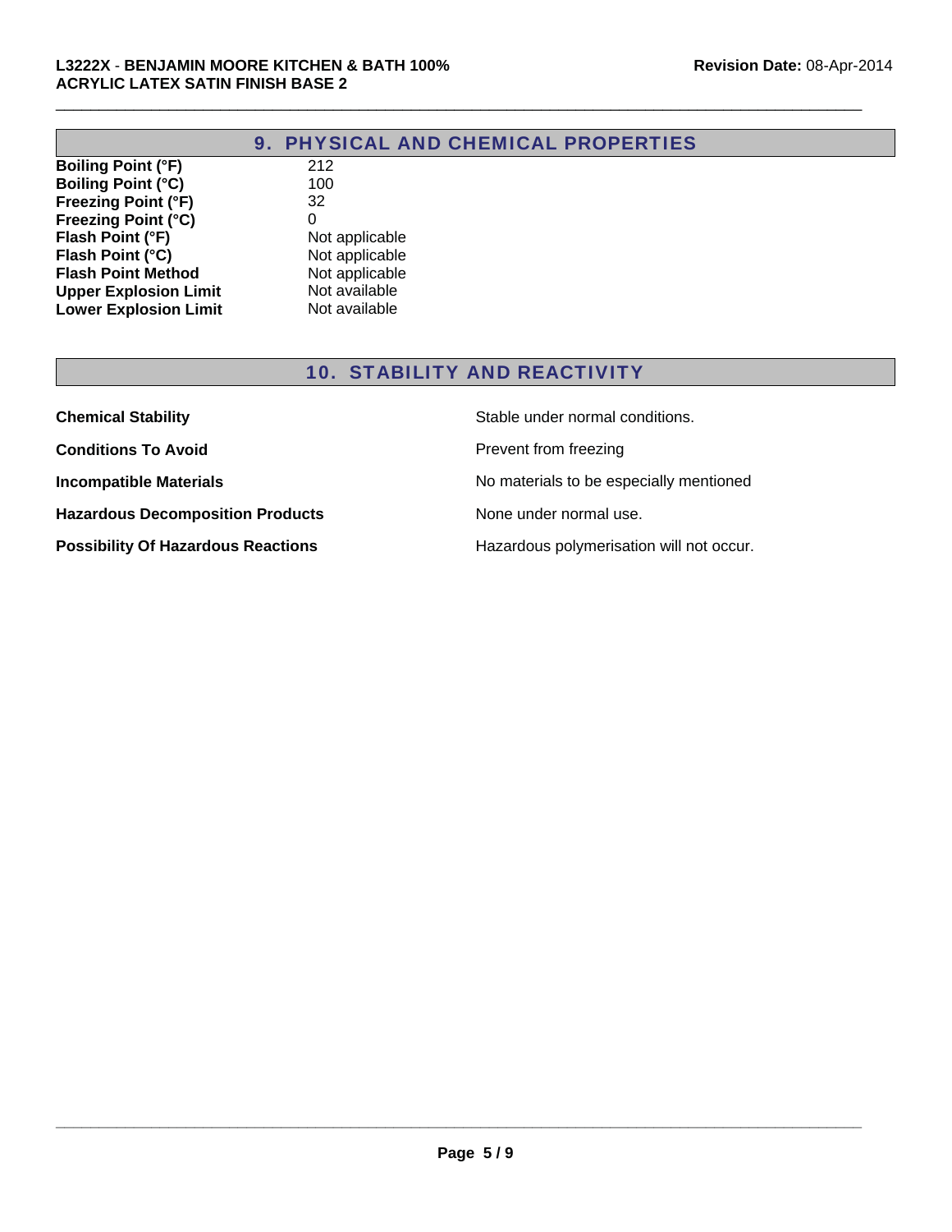## 9. PHYSICAL AND CHEMICAL PROPERTIES

| | |
|---|---|
| **Boiling Point (°F)** | 212 |
| **Boiling Point (°C)** | 100 |
| **Freezing Point (°F)** | 32 |
| **Freezing Point (°C)** | 0 |
| **Flash Point (°F)** | Not applicable |
| **Flash Point (°C)** | Not applicable |
| **Flash Point Method** | Not applicable |
| **Upper Explosion Limit** | Not available |
| **Lower Explosion Limit** | Not available |

## 10. STABILITY AND REACTIVITY

| | |
|---|---|
| **Chemical Stability** | Stable under normal conditions. |
| **Conditions To Avoid** | Prevent from freezing |
| **Incompatible Materials** | No materials to be especially mentioned |
| **Hazardous Decomposition Products** | None under normal use. |
| **Possibility Of Hazardous Reactions** | Hazardous polymerisation will not occur. |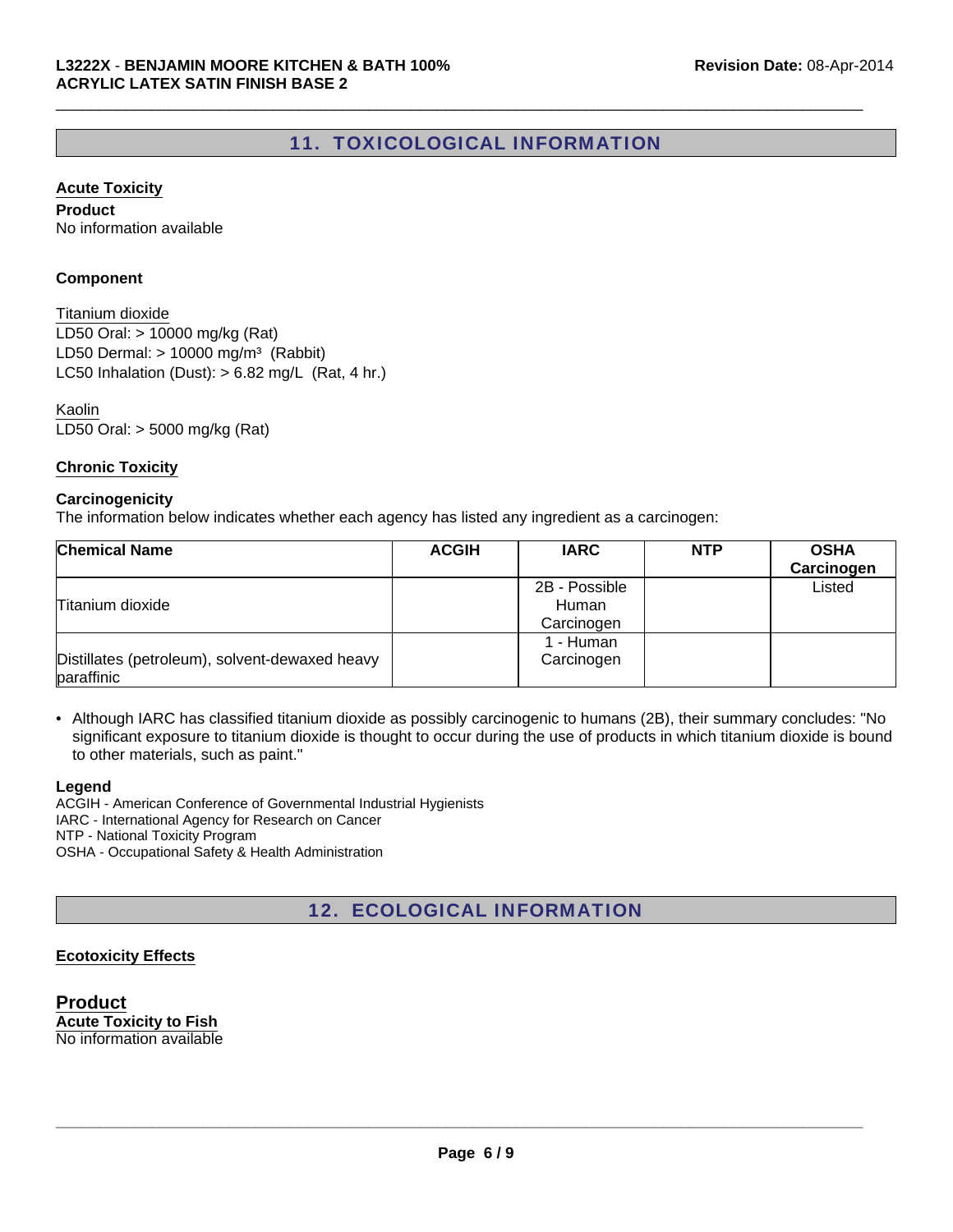## 11. TOXICOLOGICAL INFORMATION

### Acute Toxicity

**Product**
No information available

**Component**

Titanium dioxide
LD50 Oral: > 10000 mg/kg (Rat)
LD50 Dermal: > 10000 mg/m³ (Rabbit)
LC50 Inhalation (Dust): > 6.82 mg/L (Rat, 4 hr.)

Kaolin
LD50 Oral: > 5000 mg/kg (Rat)

### Chronic Toxicity

**Carcinogenicity**
The information below indicates whether each agency has listed any ingredient as a carcinogen:

| Chemical Name | ACGIH | IARC | NTP | OSHA Carcinogen |
|---|---|---|---|---|
| Titanium dioxide | | 2B - Possible Human Carcinogen | | Listed |
| Distillates (petroleum), solvent-dewaxed heavy paraffinic | | 1 - Human Carcinogen | | |

- Although IARC has classified titanium dioxide as possibly carcinogenic to humans (2B), their summary concludes: "No significant exposure to titanium dioxide is thought to occur during the use of products in which titanium dioxide is bound to other materials, such as paint."

**Legend**
ACGIH - American Conference of Governmental Industrial Hygienists
IARC - International Agency for Research on Cancer
NTP - National Toxicity Program
OSHA - Occupational Safety & Health Administration

## 12. ECOLOGICAL INFORMATION

### Ecotoxicity Effects

**Product**
**Acute Toxicity to Fish**
No information available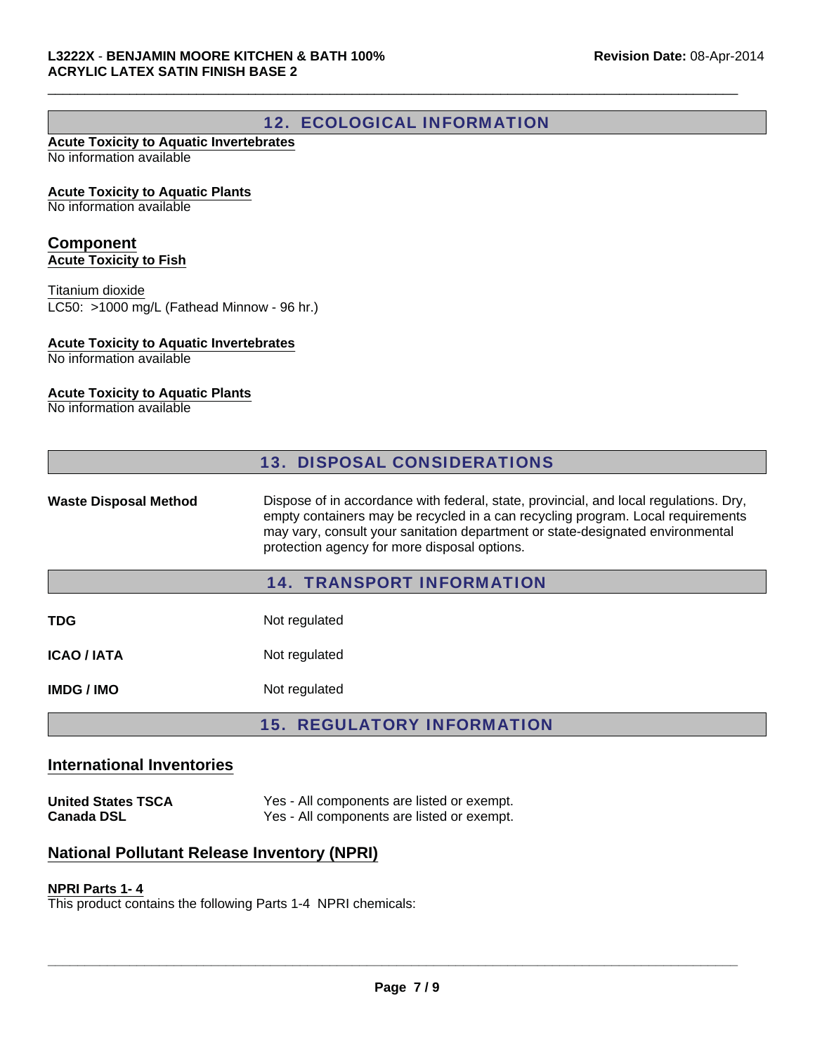## 12. ECOLOGICAL INFORMATION

**Acute Toxicity to Aquatic Invertebrates**
No information available

**Acute Toxicity to Aquatic Plants**
No information available

### Component

**Acute Toxicity to Fish**

Titanium dioxide
LC50: >1000 mg/L (Fathead Minnow - 96 hr.)

**Acute Toxicity to Aquatic Invertebrates**
No information available

**Acute Toxicity to Aquatic Plants**
No information available

## 13. DISPOSAL CONSIDERATIONS

| | |
|---|---|
| **Waste Disposal Method** | Dispose of in accordance with federal, state, provincial, and local regulations. Dry, empty containers may be recycled in a can recycling program. Local requirements may vary, consult your sanitation department or state-designated environmental protection agency for more disposal options. |

## 14. TRANSPORT INFORMATION

| | |
|---|---|
| **TDG** | Not regulated |
| **ICAO / IATA** | Not regulated |
| **IMDG / IMO** | Not regulated |

## 15. REGULATORY INFORMATION

### International Inventories

| | |
|---|---|
| **United States TSCA** | Yes - All components are listed or exempt. |
| **Canada DSL** | Yes - All components are listed or exempt. |

### National Pollutant Release Inventory (NPRI)

**NPRI Parts 1- 4**
This product contains the following Parts 1-4 NPRI chemicals: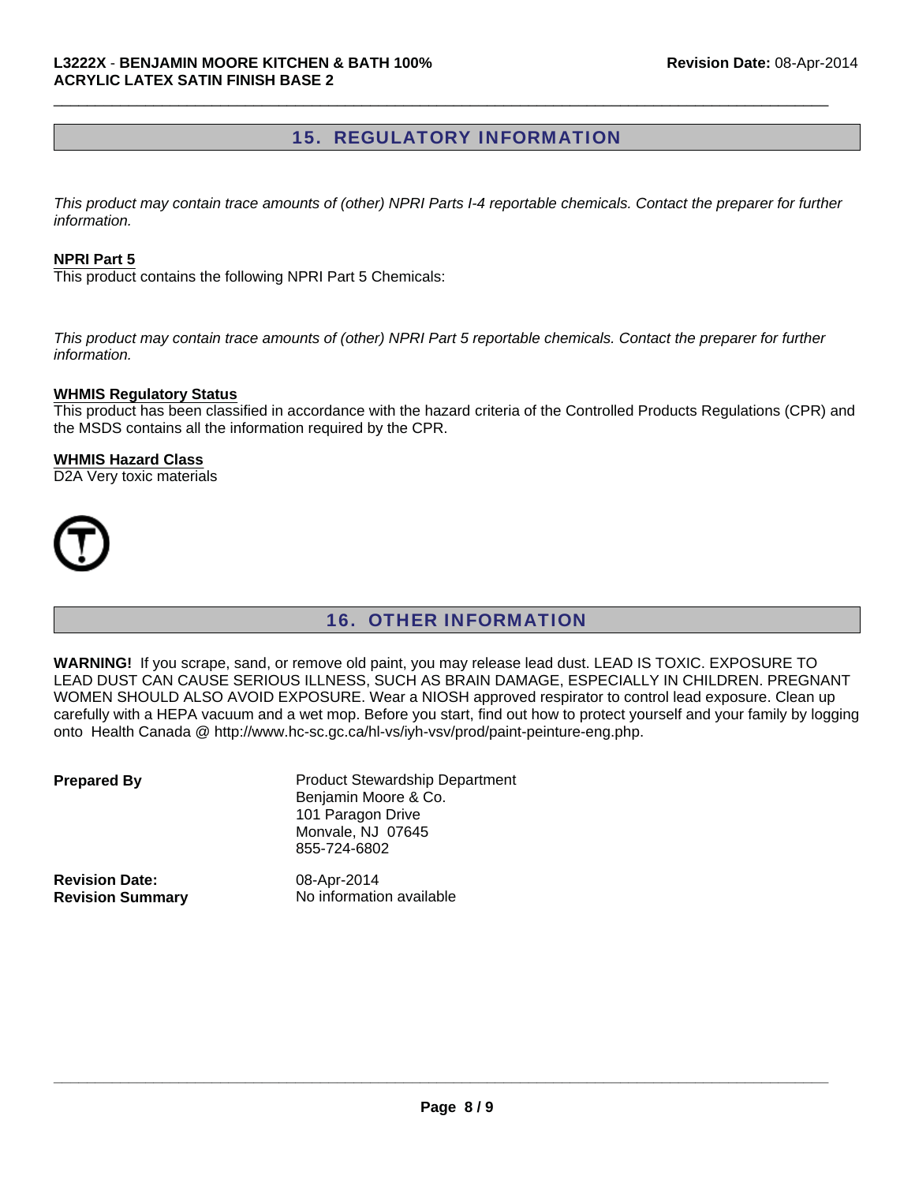## 15. REGULATORY INFORMATION

*This product may contain trace amounts of (other) NPRI Parts I-4 reportable chemicals. Contact the preparer for further information.*

**NPRI Part 5**

This product contains the following NPRI Part 5 Chemicals:

*This product may contain trace amounts of (other) NPRI Part 5 reportable chemicals. Contact the preparer for further information.*

**WHMIS Regulatory Status**

This product has been classified in accordance with the hazard criteria of the Controlled Products Regulations (CPR) and the MSDS contains all the information required by the CPR.

**WHMIS Hazard Class**

D2A Very toxic materials

## 16. OTHER INFORMATION

**WARNING!** If you scrape, sand, or remove old paint, you may release lead dust. LEAD IS TOXIC. EXPOSURE TO LEAD DUST CAN CAUSE SERIOUS ILLNESS, SUCH AS BRAIN DAMAGE, ESPECIALLY IN CHILDREN. PREGNANT WOMEN SHOULD ALSO AVOID EXPOSURE. Wear a NIOSH approved respirator to control lead exposure. Clean up carefully with a HEPA vacuum and a wet mop. Before you start, find out how to protect yourself and your family by logging onto Health Canada @ http://www.hc-sc.gc.ca/hl-vs/iyh-vsv/prod/paint-peinture-eng.php.

**Prepared By**
Product Stewardship Department
Benjamin Moore & Co.
101 Paragon Drive
Monvale, NJ 07645
855-724-6802

**Revision Date:** 08-Apr-2014

**Revision Summary** No information available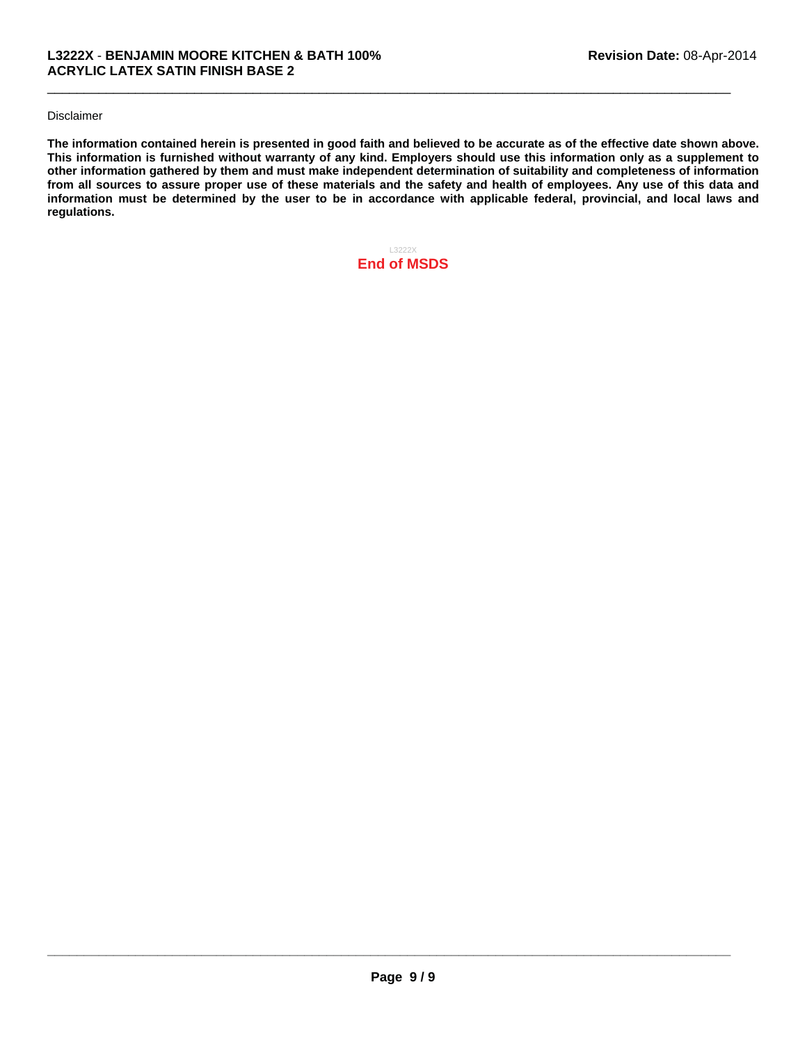Disclaimer

**The information contained herein is presented in good faith and believed to be accurate as of the effective date shown above. This information is furnished without warranty of any kind. Employers should use this information only as a supplement to other information gathered by them and must make independent determination of suitability and completeness of information from all sources to assure proper use of these materials and the safety and health of employees. Any use of this data and information must be determined by the user to be in accordance with applicable federal, provincial, and local laws and regulations.**

L3222X

**End of MSDS**